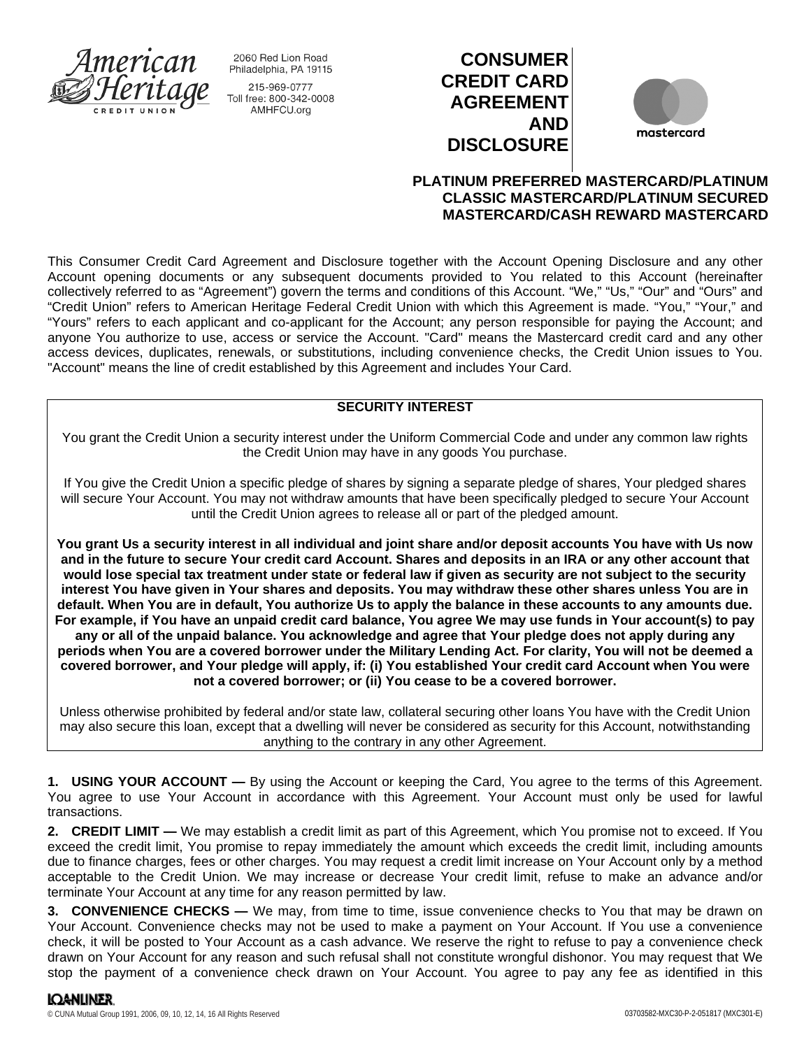American Heritage Credit Union

2060 Red Lion Road
Philadelphia, PA 19115

215-969-0777
Toll free: 800-342-0008
AMHFCU.org

# CONSUMER CREDIT CARD AGREEMENT AND DISCLOSURE

mastercard

## PLATINUM PREFERRED MASTERCARD/PLATINUM CLASSIC MASTERCARD/PLATINUM SECURED MASTERCARD/CASH REWARD MASTERCARD

This Consumer Credit Card Agreement and Disclosure together with the Account Opening Disclosure and any other Account opening documents or any subsequent documents provided to You related to this Account (hereinafter collectively referred to as "Agreement") govern the terms and conditions of this Account. "We," "Us," "Our" and "Ours" and "Credit Union" refers to American Heritage Federal Credit Union with which this Agreement is made. "You," "Your," and "Yours" refers to each applicant and co-applicant for the Account; any person responsible for paying the Account; and anyone You authorize to use, access or service the Account. "Card" means the Mastercard credit card and any other access devices, duplicates, renewals, or substitutions, including convenience checks, the Credit Union issues to You. "Account" means the line of credit established by this Agreement and includes Your Card.

### SECURITY INTEREST

You grant the Credit Union a security interest under the Uniform Commercial Code and under any common law rights the Credit Union may have in any goods You purchase.

If You give the Credit Union a specific pledge of shares by signing a separate pledge of shares, Your pledged shares will secure Your Account. You may not withdraw amounts that have been specifically pledged to secure Your Account until the Credit Union agrees to release all or part of the pledged amount.

**You grant Us a security interest in all individual and joint share and/or deposit accounts You have with Us now and in the future to secure Your credit card Account. Shares and deposits in an IRA or any other account that would lose special tax treatment under state or federal law if given as security are not subject to the security interest You have given in Your shares and deposits. You may withdraw these other shares unless You are in default. When You are in default, You authorize Us to apply the balance in these accounts to any amounts due. For example, if You have an unpaid credit card balance, You agree We may use funds in Your account(s) to pay any or all of the unpaid balance. You acknowledge and agree that Your pledge does not apply during any periods when You are a covered borrower under the Military Lending Act. For clarity, You will not be deemed a covered borrower, and Your pledge will apply, if: (i) You established Your credit card Account when You were not a covered borrower; or (ii) You cease to be a covered borrower.**

Unless otherwise prohibited by federal and/or state law, collateral securing other loans You have with the Credit Union may also secure this loan, except that a dwelling will never be considered as security for this Account, notwithstanding anything to the contrary in any other Agreement.

**1. USING YOUR ACCOUNT —** By using the Account or keeping the Card, You agree to the terms of this Agreement. You agree to use Your Account in accordance with this Agreement. Your Account must only be used for lawful transactions.

**2. CREDIT LIMIT —** We may establish a credit limit as part of this Agreement, which You promise not to exceed. If You exceed the credit limit, You promise to repay immediately the amount which exceeds the credit limit, including amounts due to finance charges, fees or other charges. You may request a credit limit increase on Your Account only by a method acceptable to the Credit Union. We may increase or decrease Your credit limit, refuse to make an advance and/or terminate Your Account at any time for any reason permitted by law.

**3. CONVENIENCE CHECKS —** We may, from time to time, issue convenience checks to You that may be drawn on Your Account. Convenience checks may not be used to make a payment on Your Account. If You use a convenience check, it will be posted to Your Account as a cash advance. We reserve the right to refuse to pay a convenience check drawn on Your Account for any reason and such refusal shall not constitute wrongful dishonor. You may request that We stop the payment of a convenience check drawn on Your Account. You agree to pay any fee as identified in this

LOANLINER.

© CUNA Mutual Group 1991, 2006, 09, 10, 12, 14, 16 All Rights Reserved

03703582-MXC30-P-2-051817 (MXC301-E)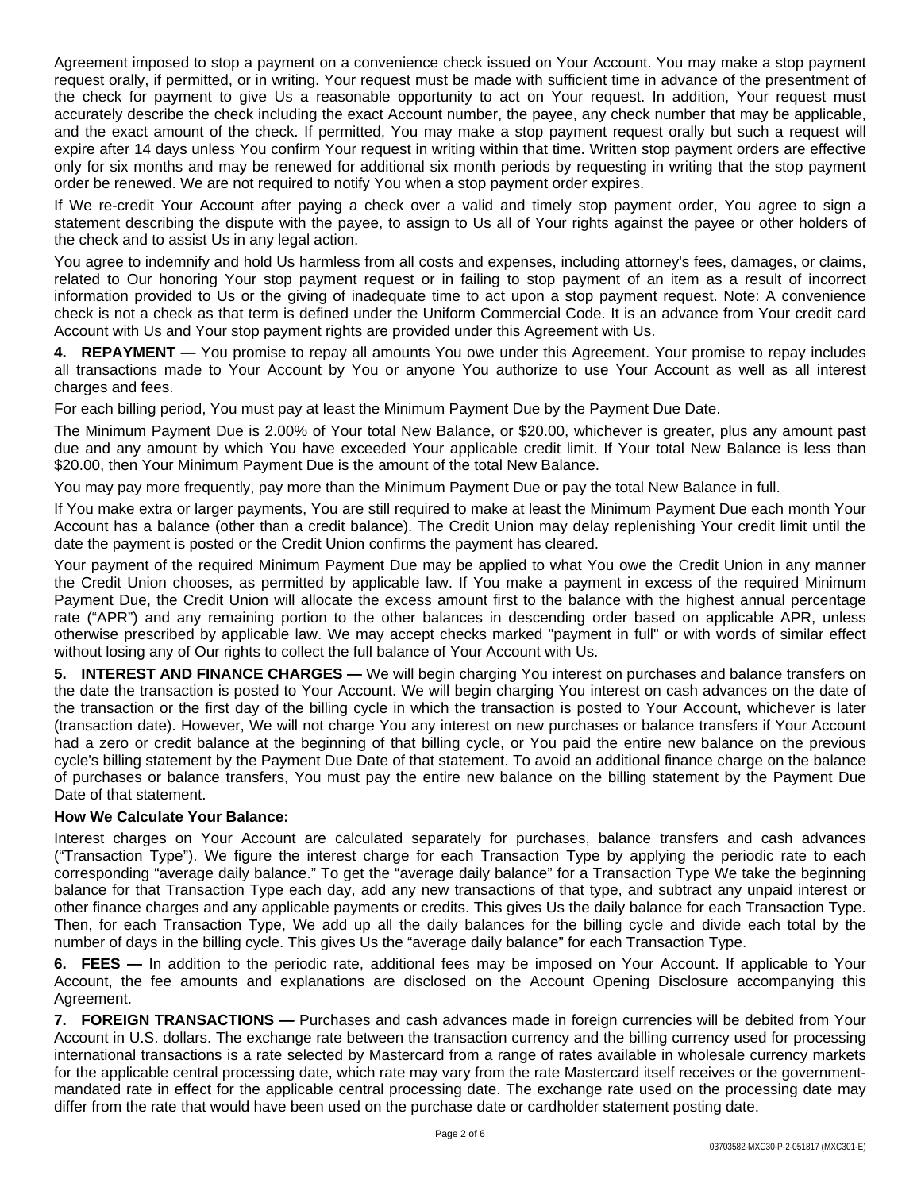Agreement imposed to stop a payment on a convenience check issued on Your Account. You may make a stop payment request orally, if permitted, or in writing. Your request must be made with sufficient time in advance of the presentment of the check for payment to give Us a reasonable opportunity to act on Your request. In addition, Your request must accurately describe the check including the exact Account number, the payee, any check number that may be applicable, and the exact amount of the check. If permitted, You may make a stop payment request orally but such a request will expire after 14 days unless You confirm Your request in writing within that time. Written stop payment orders are effective only for six months and may be renewed for additional six month periods by requesting in writing that the stop payment order be renewed. We are not required to notify You when a stop payment order expires.

If We re-credit Your Account after paying a check over a valid and timely stop payment order, You agree to sign a statement describing the dispute with the payee, to assign to Us all of Your rights against the payee or other holders of the check and to assist Us in any legal action.

You agree to indemnify and hold Us harmless from all costs and expenses, including attorney's fees, damages, or claims, related to Our honoring Your stop payment request or in failing to stop payment of an item as a result of incorrect information provided to Us or the giving of inadequate time to act upon a stop payment request. Note: A convenience check is not a check as that term is defined under the Uniform Commercial Code. It is an advance from Your credit card Account with Us and Your stop payment rights are provided under this Agreement with Us.

**4. REPAYMENT —** You promise to repay all amounts You owe under this Agreement. Your promise to repay includes all transactions made to Your Account by You or anyone You authorize to use Your Account as well as all interest charges and fees.

For each billing period, You must pay at least the Minimum Payment Due by the Payment Due Date.

The Minimum Payment Due is 2.00% of Your total New Balance, or $20.00, whichever is greater, plus any amount past due and any amount by which You have exceeded Your applicable credit limit. If Your total New Balance is less than $20.00, then Your Minimum Payment Due is the amount of the total New Balance.

You may pay more frequently, pay more than the Minimum Payment Due or pay the total New Balance in full.

If You make extra or larger payments, You are still required to make at least the Minimum Payment Due each month Your Account has a balance (other than a credit balance). The Credit Union may delay replenishing Your credit limit until the date the payment is posted or the Credit Union confirms the payment has cleared.

Your payment of the required Minimum Payment Due may be applied to what You owe the Credit Union in any manner the Credit Union chooses, as permitted by applicable law. If You make a payment in excess of the required Minimum Payment Due, the Credit Union will allocate the excess amount first to the balance with the highest annual percentage rate ("APR") and any remaining portion to the other balances in descending order based on applicable APR, unless otherwise prescribed by applicable law. We may accept checks marked "payment in full" or with words of similar effect without losing any of Our rights to collect the full balance of Your Account with Us.

**5. INTEREST AND FINANCE CHARGES —** We will begin charging You interest on purchases and balance transfers on the date the transaction is posted to Your Account. We will begin charging You interest on cash advances on the date of the transaction or the first day of the billing cycle in which the transaction is posted to Your Account, whichever is later (transaction date). However, We will not charge You any interest on new purchases or balance transfers if Your Account had a zero or credit balance at the beginning of that billing cycle, or You paid the entire new balance on the previous cycle's billing statement by the Payment Due Date of that statement. To avoid an additional finance charge on the balance of purchases or balance transfers, You must pay the entire new balance on the billing statement by the Payment Due Date of that statement.

**How We Calculate Your Balance:**

Interest charges on Your Account are calculated separately for purchases, balance transfers and cash advances ("Transaction Type"). We figure the interest charge for each Transaction Type by applying the periodic rate to each corresponding "average daily balance." To get the "average daily balance" for a Transaction Type We take the beginning balance for that Transaction Type each day, add any new transactions of that type, and subtract any unpaid interest or other finance charges and any applicable payments or credits. This gives Us the daily balance for each Transaction Type. Then, for each Transaction Type, We add up all the daily balances for the billing cycle and divide each total by the number of days in the billing cycle. This gives Us the "average daily balance" for each Transaction Type.

**6. FEES —** In addition to the periodic rate, additional fees may be imposed on Your Account. If applicable to Your Account, the fee amounts and explanations are disclosed on the Account Opening Disclosure accompanying this Agreement.

**7. FOREIGN TRANSACTIONS —** Purchases and cash advances made in foreign currencies will be debited from Your Account in U.S. dollars. The exchange rate between the transaction currency and the billing currency used for processing international transactions is a rate selected by Mastercard from a range of rates available in wholesale currency markets for the applicable central processing date, which rate may vary from the rate Mastercard itself receives or the government-mandated rate in effect for the applicable central processing date. The exchange rate used on the processing date may differ from the rate that would have been used on the purchase date or cardholder statement posting date.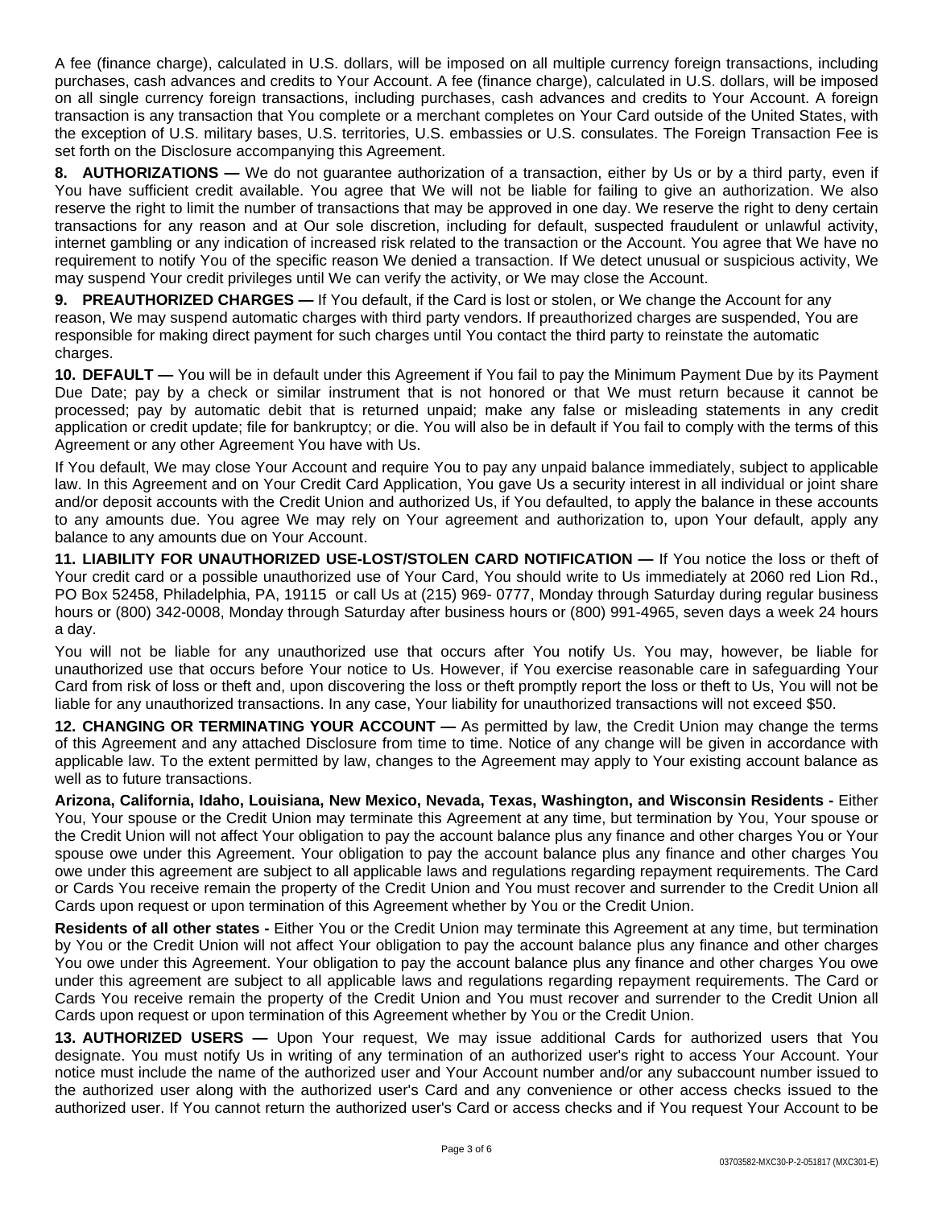A fee (finance charge), calculated in U.S. dollars, will be imposed on all multiple currency foreign transactions, including purchases, cash advances and credits to Your Account. A fee (finance charge), calculated in U.S. dollars, will be imposed on all single currency foreign transactions, including purchases, cash advances and credits to Your Account. A foreign transaction is any transaction that You complete or a merchant completes on Your Card outside of the United States, with the exception of U.S. military bases, U.S. territories, U.S. embassies or U.S. consulates. The Foreign Transaction Fee is set forth on the Disclosure accompanying this Agreement.

**8. AUTHORIZATIONS —** We do not guarantee authorization of a transaction, either by Us or by a third party, even if You have sufficient credit available. You agree that We will not be liable for failing to give an authorization. We also reserve the right to limit the number of transactions that may be approved in one day. We reserve the right to deny certain transactions for any reason and at Our sole discretion, including for default, suspected fraudulent or unlawful activity, internet gambling or any indication of increased risk related to the transaction or the Account. You agree that We have no requirement to notify You of the specific reason We denied a transaction. If We detect unusual or suspicious activity, We may suspend Your credit privileges until We can verify the activity, or We may close the Account.

**9. PREAUTHORIZED CHARGES —** If You default, if the Card is lost or stolen, or We change the Account for any reason, We may suspend automatic charges with third party vendors. If preauthorized charges are suspended, You are responsible for making direct payment for such charges until You contact the third party to reinstate the automatic charges.

**10. DEFAULT —** You will be in default under this Agreement if You fail to pay the Minimum Payment Due by its Payment Due Date; pay by a check or similar instrument that is not honored or that We must return because it cannot be processed; pay by automatic debit that is returned unpaid; make any false or misleading statements in any credit application or credit update; file for bankruptcy; or die. You will also be in default if You fail to comply with the terms of this Agreement or any other Agreement You have with Us.

If You default, We may close Your Account and require You to pay any unpaid balance immediately, subject to applicable law. In this Agreement and on Your Credit Card Application, You gave Us a security interest in all individual or joint share and/or deposit accounts with the Credit Union and authorized Us, if You defaulted, to apply the balance in these accounts to any amounts due. You agree We may rely on Your agreement and authorization to, upon Your default, apply any balance to any amounts due on Your Account.

**11. LIABILITY FOR UNAUTHORIZED USE-LOST/STOLEN CARD NOTIFICATION —** If You notice the loss or theft of Your credit card or a possible unauthorized use of Your Card, You should write to Us immediately at 2060 red Lion Rd., PO Box 52458, Philadelphia, PA, 19115 or call Us at (215) 969- 0777, Monday through Saturday during regular business hours or (800) 342-0008, Monday through Saturday after business hours or (800) 991-4965, seven days a week 24 hours a day.

You will not be liable for any unauthorized use that occurs after You notify Us. You may, however, be liable for unauthorized use that occurs before Your notice to Us. However, if You exercise reasonable care in safeguarding Your Card from risk of loss or theft and, upon discovering the loss or theft promptly report the loss or theft to Us, You will not be liable for any unauthorized transactions. In any case, Your liability for unauthorized transactions will not exceed $50.

**12. CHANGING OR TERMINATING YOUR ACCOUNT —** As permitted by law, the Credit Union may change the terms of this Agreement and any attached Disclosure from time to time. Notice of any change will be given in accordance with applicable law. To the extent permitted by law, changes to the Agreement may apply to Your existing account balance as well as to future transactions.

**Arizona, California, Idaho, Louisiana, New Mexico, Nevada, Texas, Washington, and Wisconsin Residents -** Either You, Your spouse or the Credit Union may terminate this Agreement at any time, but termination by You, Your spouse or the Credit Union will not affect Your obligation to pay the account balance plus any finance and other charges You or Your spouse owe under this Agreement. Your obligation to pay the account balance plus any finance and other charges You owe under this agreement are subject to all applicable laws and regulations regarding repayment requirements. The Card or Cards You receive remain the property of the Credit Union and You must recover and surrender to the Credit Union all Cards upon request or upon termination of this Agreement whether by You or the Credit Union.

**Residents of all other states -** Either You or the Credit Union may terminate this Agreement at any time, but termination by You or the Credit Union will not affect Your obligation to pay the account balance plus any finance and other charges You owe under this Agreement. Your obligation to pay the account balance plus any finance and other charges You owe under this agreement are subject to all applicable laws and regulations regarding repayment requirements. The Card or Cards You receive remain the property of the Credit Union and You must recover and surrender to the Credit Union all Cards upon request or upon termination of this Agreement whether by You or the Credit Union.

**13. AUTHORIZED USERS —** Upon Your request, We may issue additional Cards for authorized users that You designate. You must notify Us in writing of any termination of an authorized user's right to access Your Account. Your notice must include the name of the authorized user and Your Account number and/or any subaccount number issued to the authorized user along with the authorized user's Card and any convenience or other access checks issued to the authorized user. If You cannot return the authorized user's Card or access checks and if You request Your Account to be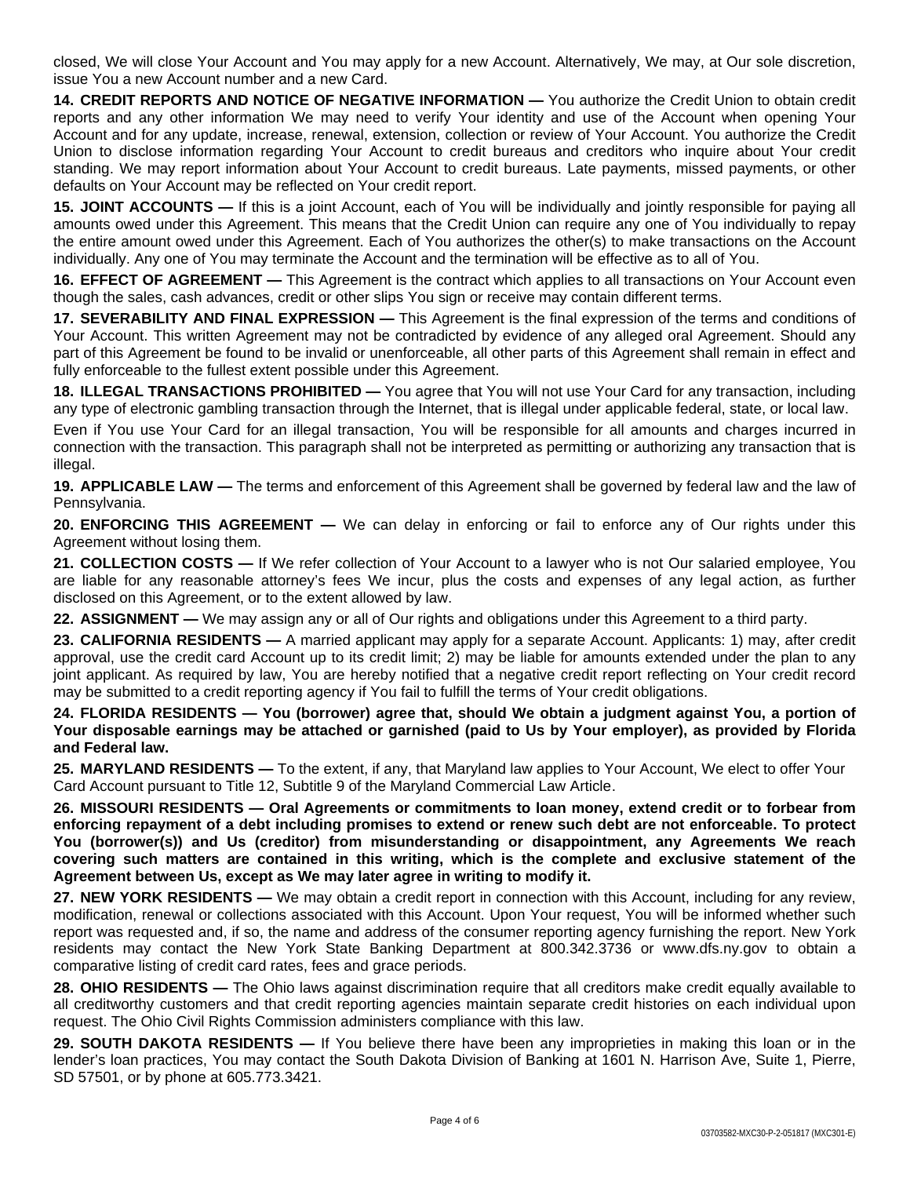closed, We will close Your Account and You may apply for a new Account. Alternatively, We may, at Our sole discretion, issue You a new Account number and a new Card.

**14. CREDIT REPORTS AND NOTICE OF NEGATIVE INFORMATION —** You authorize the Credit Union to obtain credit reports and any other information We may need to verify Your identity and use of the Account when opening Your Account and for any update, increase, renewal, extension, collection or review of Your Account. You authorize the Credit Union to disclose information regarding Your Account to credit bureaus and creditors who inquire about Your credit standing. We may report information about Your Account to credit bureaus. Late payments, missed payments, or other defaults on Your Account may be reflected on Your credit report.

**15. JOINT ACCOUNTS —** If this is a joint Account, each of You will be individually and jointly responsible for paying all amounts owed under this Agreement. This means that the Credit Union can require any one of You individually to repay the entire amount owed under this Agreement. Each of You authorizes the other(s) to make transactions on the Account individually. Any one of You may terminate the Account and the termination will be effective as to all of You.

**16. EFFECT OF AGREEMENT —** This Agreement is the contract which applies to all transactions on Your Account even though the sales, cash advances, credit or other slips You sign or receive may contain different terms.

**17. SEVERABILITY AND FINAL EXPRESSION —** This Agreement is the final expression of the terms and conditions of Your Account. This written Agreement may not be contradicted by evidence of any alleged oral Agreement. Should any part of this Agreement be found to be invalid or unenforceable, all other parts of this Agreement shall remain in effect and fully enforceable to the fullest extent possible under this Agreement.

**18. ILLEGAL TRANSACTIONS PROHIBITED —** You agree that You will not use Your Card for any transaction, including any type of electronic gambling transaction through the Internet, that is illegal under applicable federal, state, or local law.

Even if You use Your Card for an illegal transaction, You will be responsible for all amounts and charges incurred in connection with the transaction. This paragraph shall not be interpreted as permitting or authorizing any transaction that is illegal.

**19. APPLICABLE LAW —** The terms and enforcement of this Agreement shall be governed by federal law and the law of Pennsylvania.

**20. ENFORCING THIS AGREEMENT —** We can delay in enforcing or fail to enforce any of Our rights under this Agreement without losing them.

**21. COLLECTION COSTS —** If We refer collection of Your Account to a lawyer who is not Our salaried employee, You are liable for any reasonable attorney's fees We incur, plus the costs and expenses of any legal action, as further disclosed on this Agreement, or to the extent allowed by law.

**22. ASSIGNMENT —** We may assign any or all of Our rights and obligations under this Agreement to a third party.

**23. CALIFORNIA RESIDENTS —** A married applicant may apply for a separate Account. Applicants: 1) may, after credit approval, use the credit card Account up to its credit limit; 2) may be liable for amounts extended under the plan to any joint applicant. As required by law, You are hereby notified that a negative credit report reflecting on Your credit record may be submitted to a credit reporting agency if You fail to fulfill the terms of Your credit obligations.

**24. FLORIDA RESIDENTS — You (borrower) agree that, should We obtain a judgment against You, a portion of Your disposable earnings may be attached or garnished (paid to Us by Your employer), as provided by Florida and Federal law.**

**25. MARYLAND RESIDENTS —** To the extent, if any, that Maryland law applies to Your Account, We elect to offer Your Card Account pursuant to Title 12, Subtitle 9 of the Maryland Commercial Law Article.

**26. MISSOURI RESIDENTS — Oral Agreements or commitments to loan money, extend credit or to forbear from enforcing repayment of a debt including promises to extend or renew such debt are not enforceable. To protect You (borrower(s)) and Us (creditor) from misunderstanding or disappointment, any Agreements We reach covering such matters are contained in this writing, which is the complete and exclusive statement of the Agreement between Us, except as We may later agree in writing to modify it.**

**27. NEW YORK RESIDENTS —** We may obtain a credit report in connection with this Account, including for any review, modification, renewal or collections associated with this Account. Upon Your request, You will be informed whether such report was requested and, if so, the name and address of the consumer reporting agency furnishing the report. New York residents may contact the New York State Banking Department at 800.342.3736 or www.dfs.ny.gov to obtain a comparative listing of credit card rates, fees and grace periods.

**28. OHIO RESIDENTS —** The Ohio laws against discrimination require that all creditors make credit equally available to all creditworthy customers and that credit reporting agencies maintain separate credit histories on each individual upon request. The Ohio Civil Rights Commission administers compliance with this law.

**29. SOUTH DAKOTA RESIDENTS —** If You believe there have been any improprieties in making this loan or in the lender's loan practices, You may contact the South Dakota Division of Banking at 1601 N. Harrison Ave, Suite 1, Pierre, SD 57501, or by phone at 605.773.3421.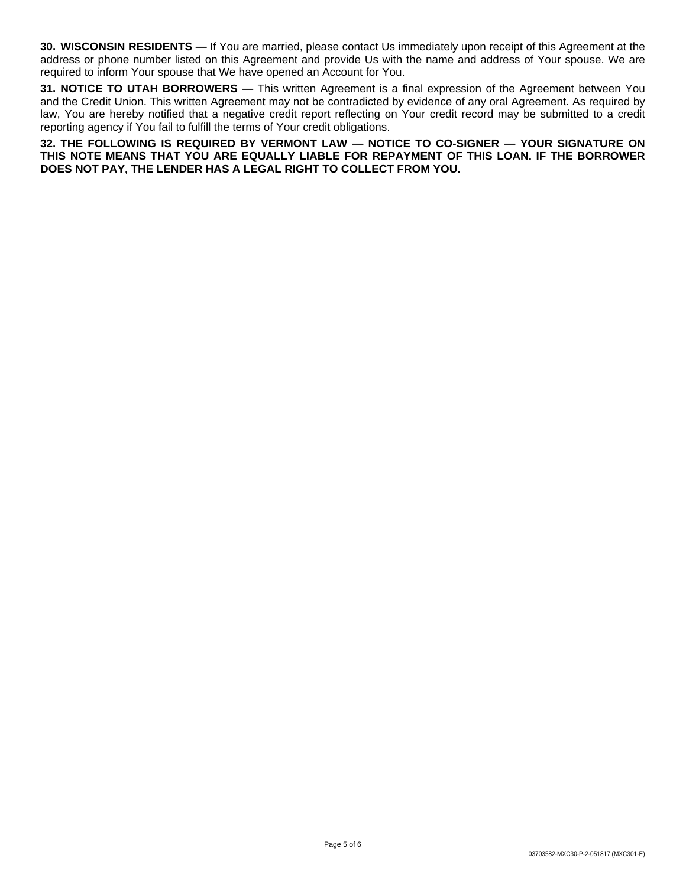**30. WISCONSIN RESIDENTS —** If You are married, please contact Us immediately upon receipt of this Agreement at the address or phone number listed on this Agreement and provide Us with the name and address of Your spouse. We are required to inform Your spouse that We have opened an Account for You.

**31. NOTICE TO UTAH BORROWERS —** This written Agreement is a final expression of the Agreement between You and the Credit Union. This written Agreement may not be contradicted by evidence of any oral Agreement. As required by law, You are hereby notified that a negative credit report reflecting on Your credit record may be submitted to a credit reporting agency if You fail to fulfill the terms of Your credit obligations.

**32. THE FOLLOWING IS REQUIRED BY VERMONT LAW — NOTICE TO CO-SIGNER — YOUR SIGNATURE ON THIS NOTE MEANS THAT YOU ARE EQUALLY LIABLE FOR REPAYMENT OF THIS LOAN. IF THE BORROWER DOES NOT PAY, THE LENDER HAS A LEGAL RIGHT TO COLLECT FROM YOU.**

03703582-MXC30-P-2-051817 (MXC301-E)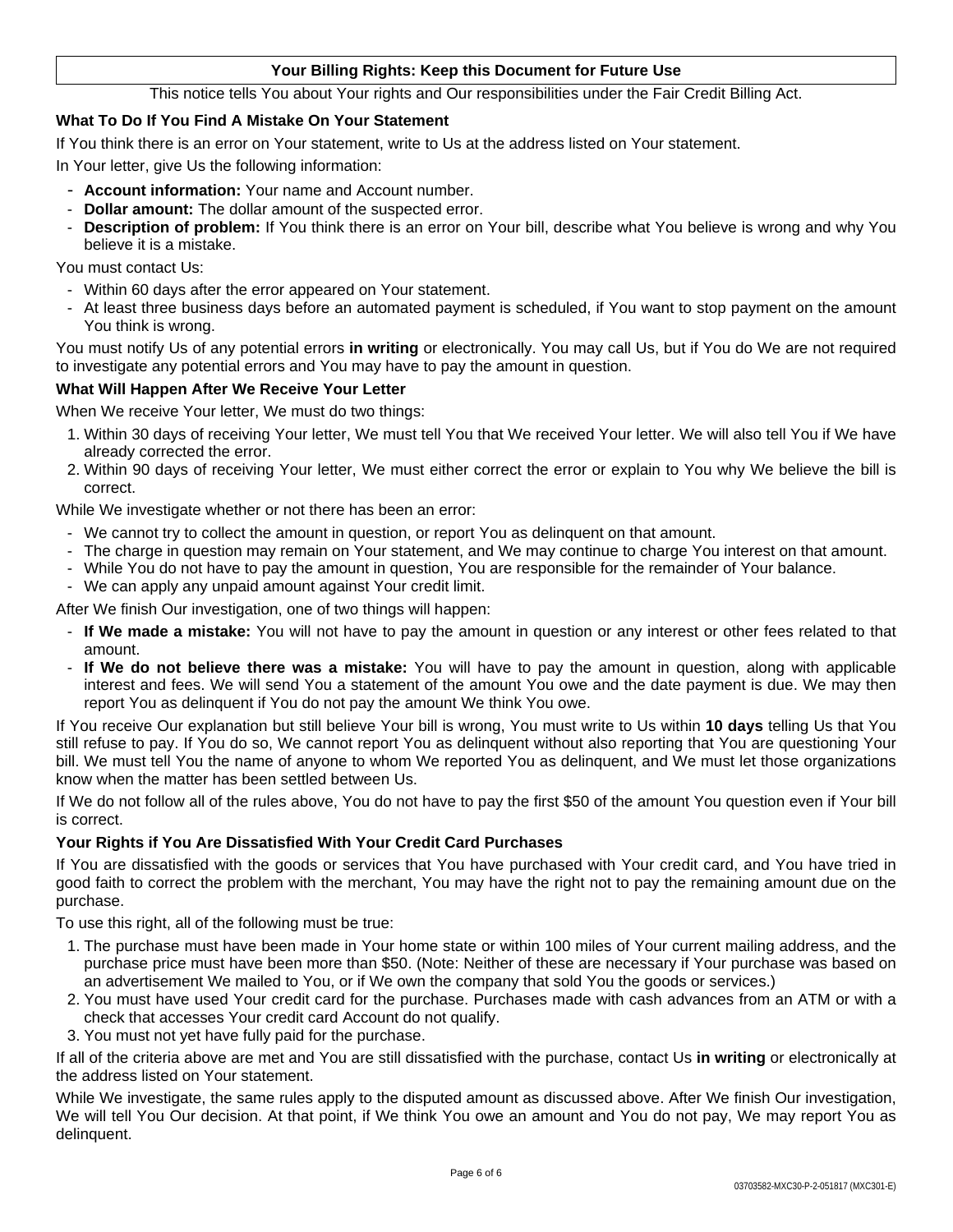## Your Billing Rights: Keep this Document for Future Use

This notice tells You about Your rights and Our responsibilities under the Fair Credit Billing Act.

### What To Do If You Find A Mistake On Your Statement

If You think there is an error on Your statement, write to Us at the address listed on Your statement.

In Your letter, give Us the following information:

- **Account information:** Your name and Account number.
- **Dollar amount:** The dollar amount of the suspected error.
- **Description of problem:** If You think there is an error on Your bill, describe what You believe is wrong and why You believe it is a mistake.

You must contact Us:

- Within 60 days after the error appeared on Your statement.
- At least three business days before an automated payment is scheduled, if You want to stop payment on the amount You think is wrong.

You must notify Us of any potential errors **in writing** or electronically. You may call Us, but if You do We are not required to investigate any potential errors and You may have to pay the amount in question.

### What Will Happen After We Receive Your Letter

When We receive Your letter, We must do two things:

1. Within 30 days of receiving Your letter, We must tell You that We received Your letter. We will also tell You if We have already corrected the error.
2. Within 90 days of receiving Your letter, We must either correct the error or explain to You why We believe the bill is correct.

While We investigate whether or not there has been an error:

- We cannot try to collect the amount in question, or report You as delinquent on that amount.
- The charge in question may remain on Your statement, and We may continue to charge You interest on that amount.
- While You do not have to pay the amount in question, You are responsible for the remainder of Your balance.
- We can apply any unpaid amount against Your credit limit.

After We finish Our investigation, one of two things will happen:

- **If We made a mistake:** You will not have to pay the amount in question or any interest or other fees related to that amount.
- **If We do not believe there was a mistake:** You will have to pay the amount in question, along with applicable interest and fees. We will send You a statement of the amount You owe and the date payment is due. We may then report You as delinquent if You do not pay the amount We think You owe.

If You receive Our explanation but still believe Your bill is wrong, You must write to Us within **10 days** telling Us that You still refuse to pay. If You do so, We cannot report You as delinquent without also reporting that You are questioning Your bill. We must tell You the name of anyone to whom We reported You as delinquent, and We must let those organizations know when the matter has been settled between Us.

If We do not follow all of the rules above, You do not have to pay the first $50 of the amount You question even if Your bill is correct.

### Your Rights if You Are Dissatisfied With Your Credit Card Purchases

If You are dissatisfied with the goods or services that You have purchased with Your credit card, and You have tried in good faith to correct the problem with the merchant, You may have the right not to pay the remaining amount due on the purchase.

To use this right, all of the following must be true:

1. The purchase must have been made in Your home state or within 100 miles of Your current mailing address, and the purchase price must have been more than $50. (Note: Neither of these are necessary if Your purchase was based on an advertisement We mailed to You, or if We own the company that sold You the goods or services.)
2. You must have used Your credit card for the purchase. Purchases made with cash advances from an ATM or with a check that accesses Your credit card Account do not qualify.
3. You must not yet have fully paid for the purchase.

If all of the criteria above are met and You are still dissatisfied with the purchase, contact Us **in writing** or electronically at the address listed on Your statement.

While We investigate, the same rules apply to the disputed amount as discussed above. After We finish Our investigation, We will tell You Our decision. At that point, if We think You owe an amount and You do not pay, We may report You as delinquent.

03703582-MXC30-P-2-051817 (MXC301-E)